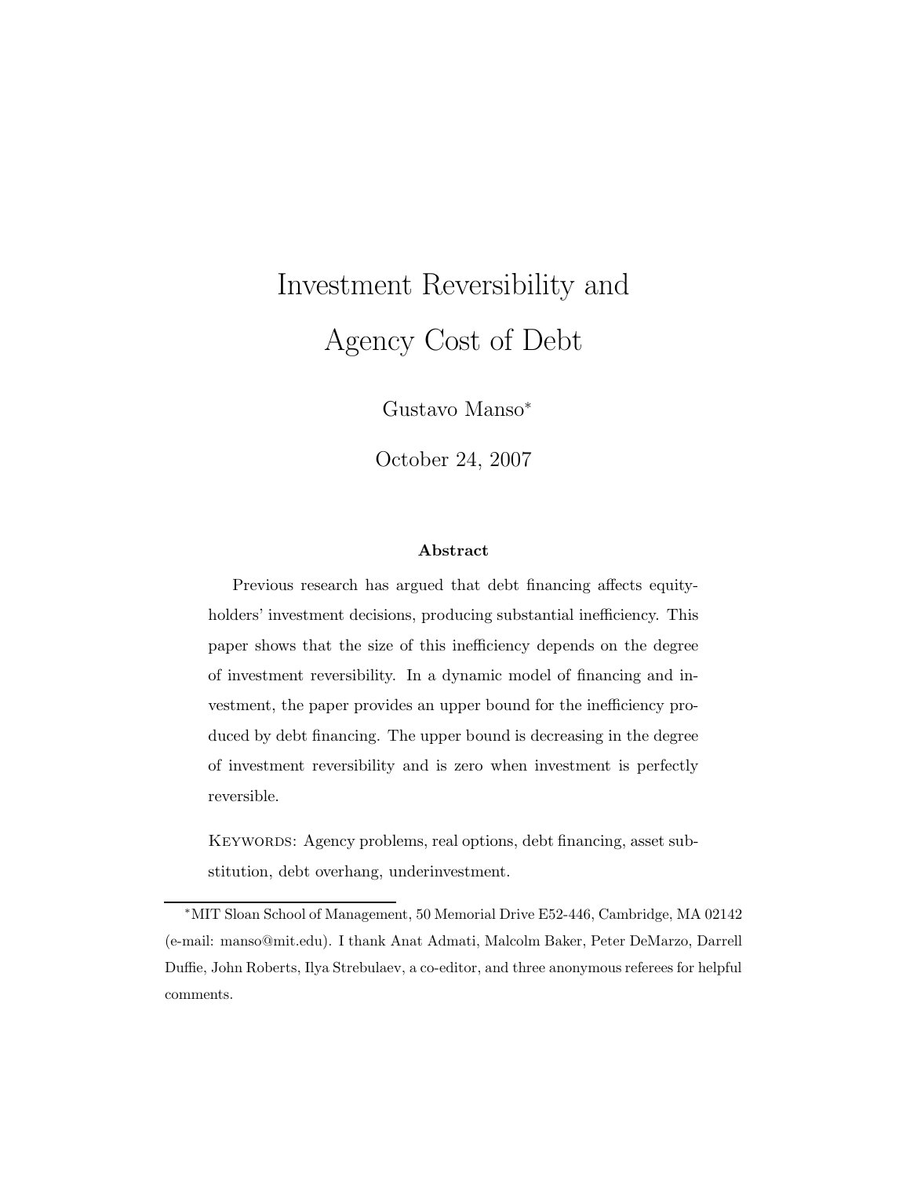# Investment Reversibility and Agency Cost of Debt

Gustavo Manso*

October 24, 2007

**Abstract**

Previous research has argued that debt financing affects equity-holders' investment decisions, producing substantial inefficiency. This paper shows that the size of this inefficiency depends on the degree of investment reversibility. In a dynamic model of financing and investment, the paper provides an upper bound for the inefficiency produced by debt financing. The upper bound is decreasing in the degree of investment reversibility and is zero when investment is perfectly reversible.

KEYWORDS: Agency problems, real options, debt financing, asset substitution, debt overhang, underinvestment.

---

*MIT Sloan School of Management, 50 Memorial Drive E52-446, Cambridge, MA 02142 (e-mail: manso@mit.edu). I thank Anat Admati, Malcolm Baker, Peter DeMarzo, Darrell Duffie, John Roberts, Ilya Strebulaev, a co-editor, and three anonymous referees for helpful comments.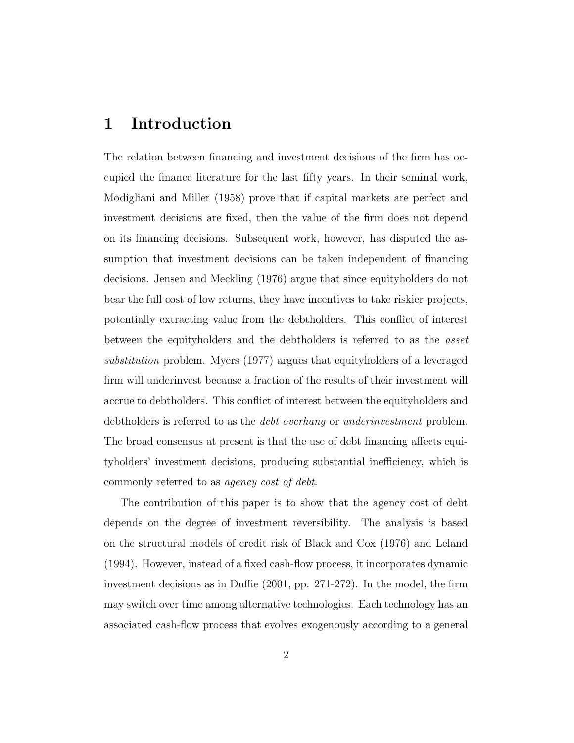# 1 Introduction

The relation between financing and investment decisions of the firm has occupied the finance literature for the last fifty years. In their seminal work, Modigliani and Miller (1958) prove that if capital markets are perfect and investment decisions are fixed, then the value of the firm does not depend on its financing decisions. Subsequent work, however, has disputed the assumption that investment decisions can be taken independent of financing decisions. Jensen and Meckling (1976) argue that since equityholders do not bear the full cost of low returns, they have incentives to take riskier projects, potentially extracting value from the debtholders. This conflict of interest between the equityholders and the debtholders is referred to as the *asset substitution* problem. Myers (1977) argues that equityholders of a leveraged firm will underinvest because a fraction of the results of their investment will accrue to debtholders. This conflict of interest between the equityholders and debtholders is referred to as the *debt overhang* or *underinvestment* problem. The broad consensus at present is that the use of debt financing affects equityholders' investment decisions, producing substantial inefficiency, which is commonly referred to as *agency cost of debt*.

The contribution of this paper is to show that the agency cost of debt depends on the degree of investment reversibility. The analysis is based on the structural models of credit risk of Black and Cox (1976) and Leland (1994). However, instead of a fixed cash-flow process, it incorporates dynamic investment decisions as in Duffie (2001, pp. 271-272). In the model, the firm may switch over time among alternative technologies. Each technology has an associated cash-flow process that evolves exogenously according to a general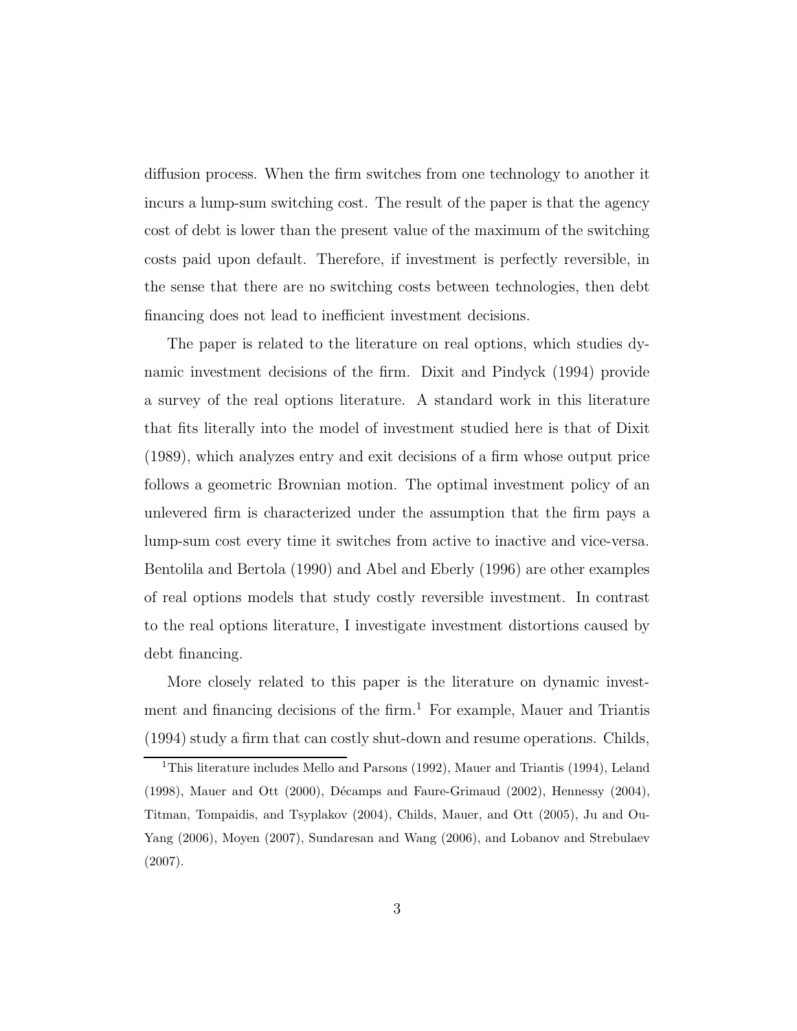diffusion process. When the firm switches from one technology to another it incurs a lump-sum switching cost. The result of the paper is that the agency cost of debt is lower than the present value of the maximum of the switching costs paid upon default. Therefore, if investment is perfectly reversible, in the sense that there are no switching costs between technologies, then debt financing does not lead to inefficient investment decisions.

The paper is related to the literature on real options, which studies dynamic investment decisions of the firm. Dixit and Pindyck (1994) provide a survey of the real options literature. A standard work in this literature that fits literally into the model of investment studied here is that of Dixit (1989), which analyzes entry and exit decisions of a firm whose output price follows a geometric Brownian motion. The optimal investment policy of an unlevered firm is characterized under the assumption that the firm pays a lump-sum cost every time it switches from active to inactive and vice-versa. Bentolila and Bertola (1990) and Abel and Eberly (1996) are other examples of real options models that study costly reversible investment. In contrast to the real options literature, I investigate investment distortions caused by debt financing.

More closely related to this paper is the literature on dynamic investment and financing decisions of the firm.[1] For example, Mauer and Triantis (1994) study a firm that can costly shut-down and resume operations. Childs,

[1] This literature includes Mello and Parsons (1992), Mauer and Triantis (1994), Leland (1998), Mauer and Ott (2000), Décamps and Faure-Grimaud (2002), Hennessy (2004), Titman, Tompaidis, and Tsyplakov (2004), Childs, Mauer, and Ott (2005), Ju and Ou-Yang (2006), Moyen (2007), Sundaresan and Wang (2006), and Lobanov and Strebulaev (2007).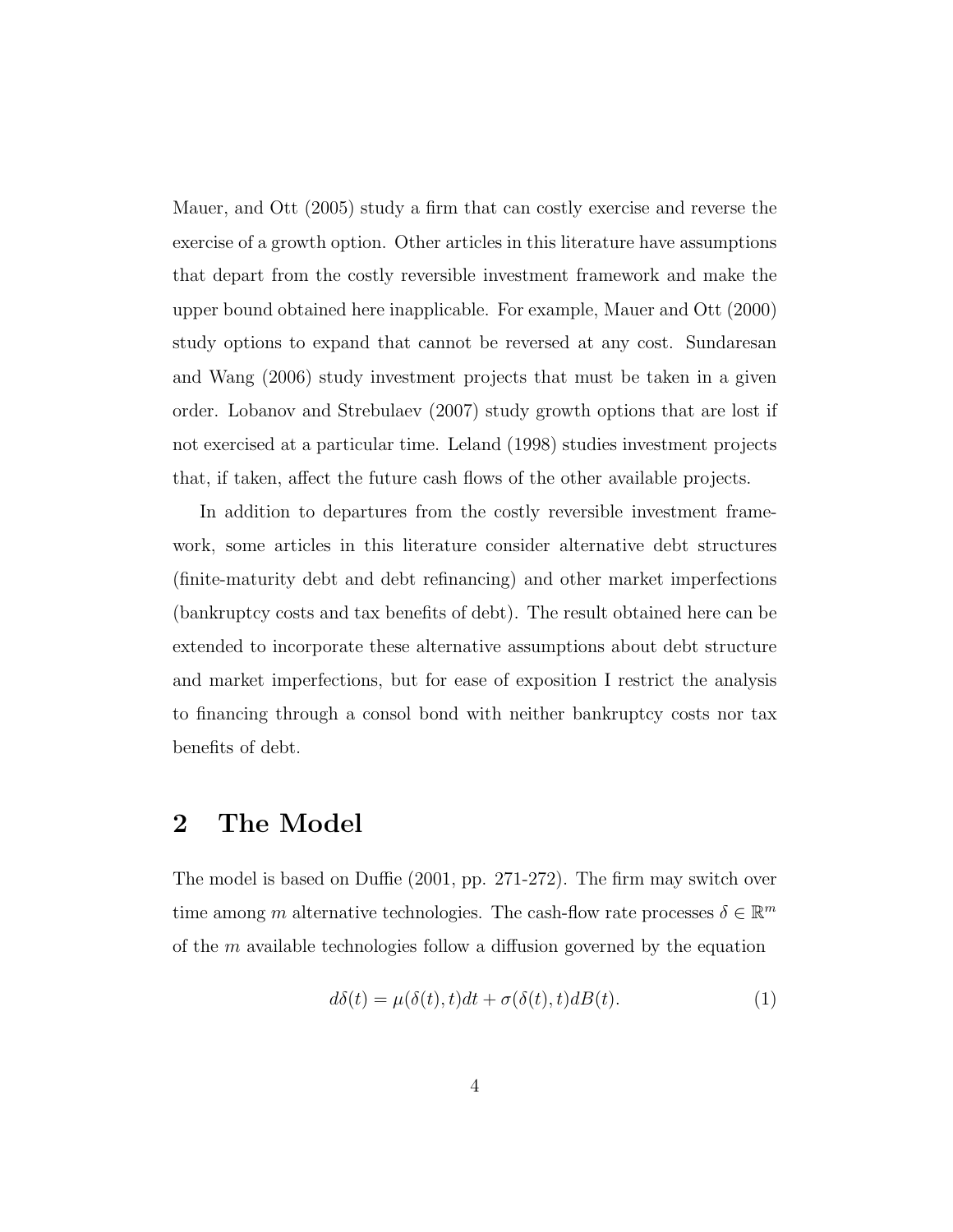Mauer, and Ott (2005) study a firm that can costly exercise and reverse the exercise of a growth option. Other articles in this literature have assumptions that depart from the costly reversible investment framework and make the upper bound obtained here inapplicable. For example, Mauer and Ott (2000) study options to expand that cannot be reversed at any cost. Sundaresan and Wang (2006) study investment projects that must be taken in a given order. Lobanov and Strebulaev (2007) study growth options that are lost if not exercised at a particular time. Leland (1998) studies investment projects that, if taken, affect the future cash flows of the other available projects.

In addition to departures from the costly reversible investment framework, some articles in this literature consider alternative debt structures (finite-maturity debt and debt refinancing) and other market imperfections (bankruptcy costs and tax benefits of debt). The result obtained here can be extended to incorporate these alternative assumptions about debt structure and market imperfections, but for ease of exposition I restrict the analysis to financing through a consol bond with neither bankruptcy costs nor tax benefits of debt.

## 2 The Model

The model is based on Duffie (2001, pp. 271-272). The firm may switch over time among $m$ alternative technologies. The cash-flow rate processes $\delta \in \mathbb{R}^m$ of the $m$ available technologies follow a diffusion governed by the equation

$$d\delta(t) = \mu(\delta(t), t)dt + \sigma(\delta(t), t)dB(t). \tag{1}$$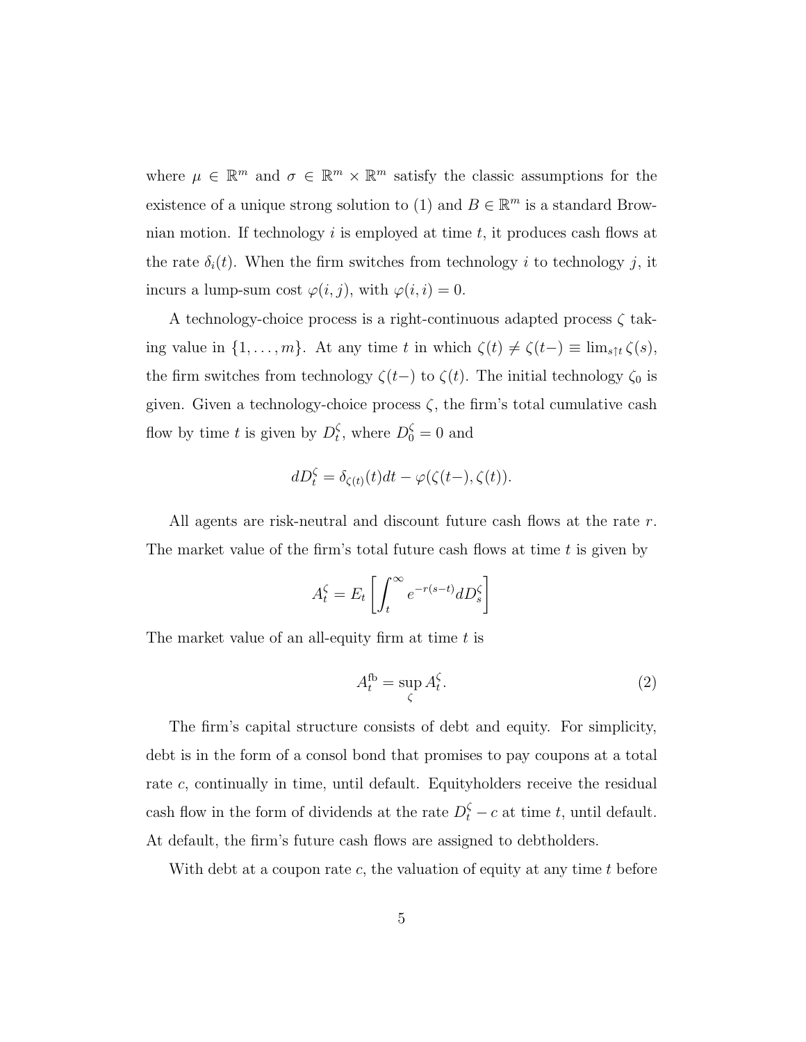where $\mu \in \mathbb{R}^m$ and $\sigma \in \mathbb{R}^m \times \mathbb{R}^m$ satisfy the classic assumptions for the existence of a unique strong solution to (1) and $B \in \mathbb{R}^m$ is a standard Brownian motion. If technology $i$ is employed at time $t$, it produces cash flows at the rate $\delta_i(t)$. When the firm switches from technology $i$ to technology $j$, it incurs a lump-sum cost $\varphi(i,j)$, with $\varphi(i,i) = 0$.

A technology-choice process is a right-continuous adapted process $\zeta$ taking value in $\{1, \ldots, m\}$. At any time $t$ in which $\zeta(t) \neq \zeta(t-) \equiv \lim_{s \uparrow t} \zeta(s)$, the firm switches from technology $\zeta(t-)$ to $\zeta(t)$. The initial technology $\zeta_0$ is given. Given a technology-choice process $\zeta$, the firm's total cumulative cash flow by time $t$ is given by $D_t^\zeta$, where $D_0^\zeta = 0$ and

$$dD_t^\zeta = \delta_{\zeta(t)}(t)dt - \varphi(\zeta(t-), \zeta(t)).$$

All agents are risk-neutral and discount future cash flows at the rate $r$. The market value of the firm's total future cash flows at time $t$ is given by

$$A_t^\zeta = E_t\left[\int_t^\infty e^{-r(s-t)} dD_s^\zeta\right]$$

The market value of an all-equity firm at time $t$ is

$$A_t^{\text{fb}} = \sup_\zeta A_t^\zeta. \tag{2}$$

The firm's capital structure consists of debt and equity. For simplicity, debt is in the form of a consol bond that promises to pay coupons at a total rate $c$, continually in time, until default. Equityholders receive the residual cash flow in the form of dividends at the rate $D_t^\zeta - c$ at time $t$, until default. At default, the firm's future cash flows are assigned to debtholders.

With debt at a coupon rate $c$, the valuation of equity at any time $t$ before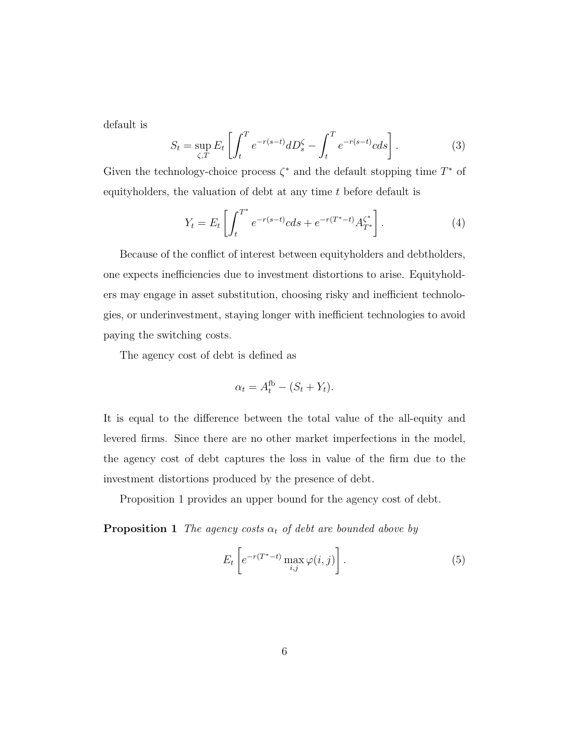default is

$$S_t = \sup_{\zeta,T} E_t \left[ \int_t^T e^{-r(s-t)} dD_s^{\zeta} - \int_t^T e^{-r(s-t)} c ds \right]. \tag{3}$$

Given the technology-choice process $\zeta^*$ and the default stopping time $T^*$ of equityholders, the valuation of debt at any time $t$ before default is

$$Y_t = E_t \left[ \int_t^{T^*} e^{-r(s-t)} c ds + e^{-r(T^*-t)} A_{T^*}^{\zeta^*} \right]. \tag{4}$$

Because of the conflict of interest between equityholders and debtholders, one expects inefficiencies due to investment distortions to arise. Equityholders may engage in asset substitution, choosing risky and inefficient technologies, or underinvestment, staying longer with inefficient technologies to avoid paying the switching costs.

The agency cost of debt is defined as

$$\alpha_t = A_t^{\text{fb}} - (S_t + Y_t).$$

It is equal to the difference between the total value of the all-equity and levered firms. Since there are no other market imperfections in the model, the agency cost of debt captures the loss in value of the firm due to the investment distortions produced by the presence of debt.

Proposition 1 provides an upper bound for the agency cost of debt.

**Proposition 1** *The agency costs $\alpha_t$ of debt are bounded above by*

$$E_t \left[ e^{-r(T^*-t)} \max_{i,j} \varphi(i,j) \right]. \tag{5}$$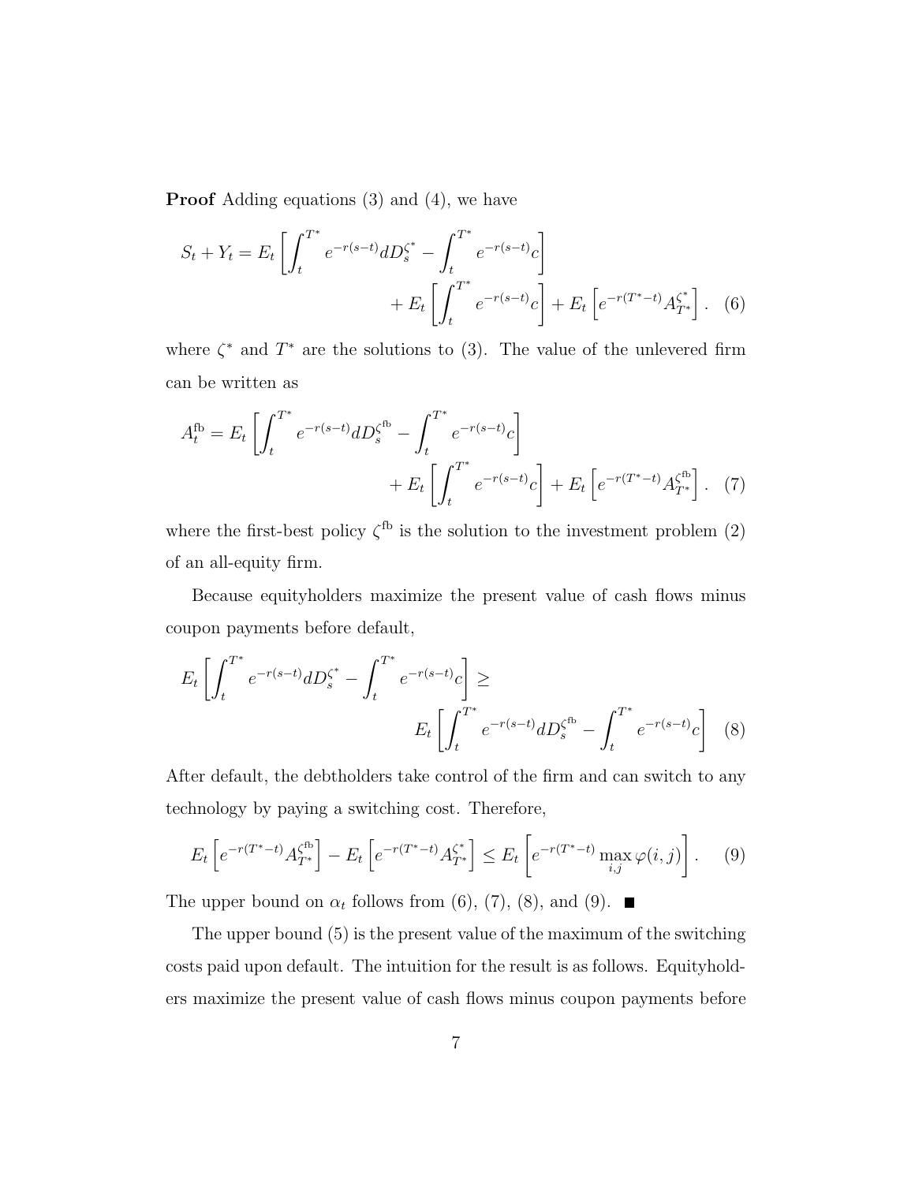**Proof** Adding equations (3) and (4), we have

$$S_t + Y_t = E_t\left[\int_t^{T^*} e^{-r(s-t)} dD_s^{\zeta^*} - \int_t^{T^*} e^{-r(s-t)} c\right] + E_t\left[\int_t^{T^*} e^{-r(s-t)} c\right] + E_t\left[e^{-r(T^*-t)} A_{T^*}^{\zeta^*}\right]. \quad (6)$$

where $\zeta^*$ and $T^*$ are the solutions to (3). The value of the unlevered firm can be written as

$$A_t^{\text{fb}} = E_t\left[\int_t^{T^*} e^{-r(s-t)} dD_s^{\zeta^{\text{fb}}} - \int_t^{T^*} e^{-r(s-t)} c\right] + E_t\left[\int_t^{T^*} e^{-r(s-t)} c\right] + E_t\left[e^{-r(T^*-t)} A_{T^*}^{\zeta^{\text{fb}}}\right]. \quad (7)$$

where the first-best policy $\zeta^{\text{fb}}$ is the solution to the investment problem (2) of an all-equity firm.

Because equityholders maximize the present value of cash flows minus coupon payments before default,

$$E_t\left[\int_t^{T^*} e^{-r(s-t)} dD_s^{\zeta^*} - \int_t^{T^*} e^{-r(s-t)} c\right] \geq E_t\left[\int_t^{T^*} e^{-r(s-t)} dD_s^{\zeta^{\text{fb}}} - \int_t^{T^*} e^{-r(s-t)} c\right] \quad (8)$$

After default, the debtholders take control of the firm and can switch to any technology by paying a switching cost. Therefore,

$$E_t\left[e^{-r(T^*-t)} A_{T^*}^{\zeta^{\text{fb}}}\right] - E_t\left[e^{-r(T^*-t)} A_{T^*}^{\zeta^*}\right] \leq E_t\left[e^{-r(T^*-t)} \max_{i,j} \varphi(i,j)\right]. \quad (9)$$

The upper bound on $\alpha_t$ follows from (6), (7), (8), and (9). ■

The upper bound (5) is the present value of the maximum of the switching costs paid upon default. The intuition for the result is as follows. Equityholders maximize the present value of cash flows minus coupon payments before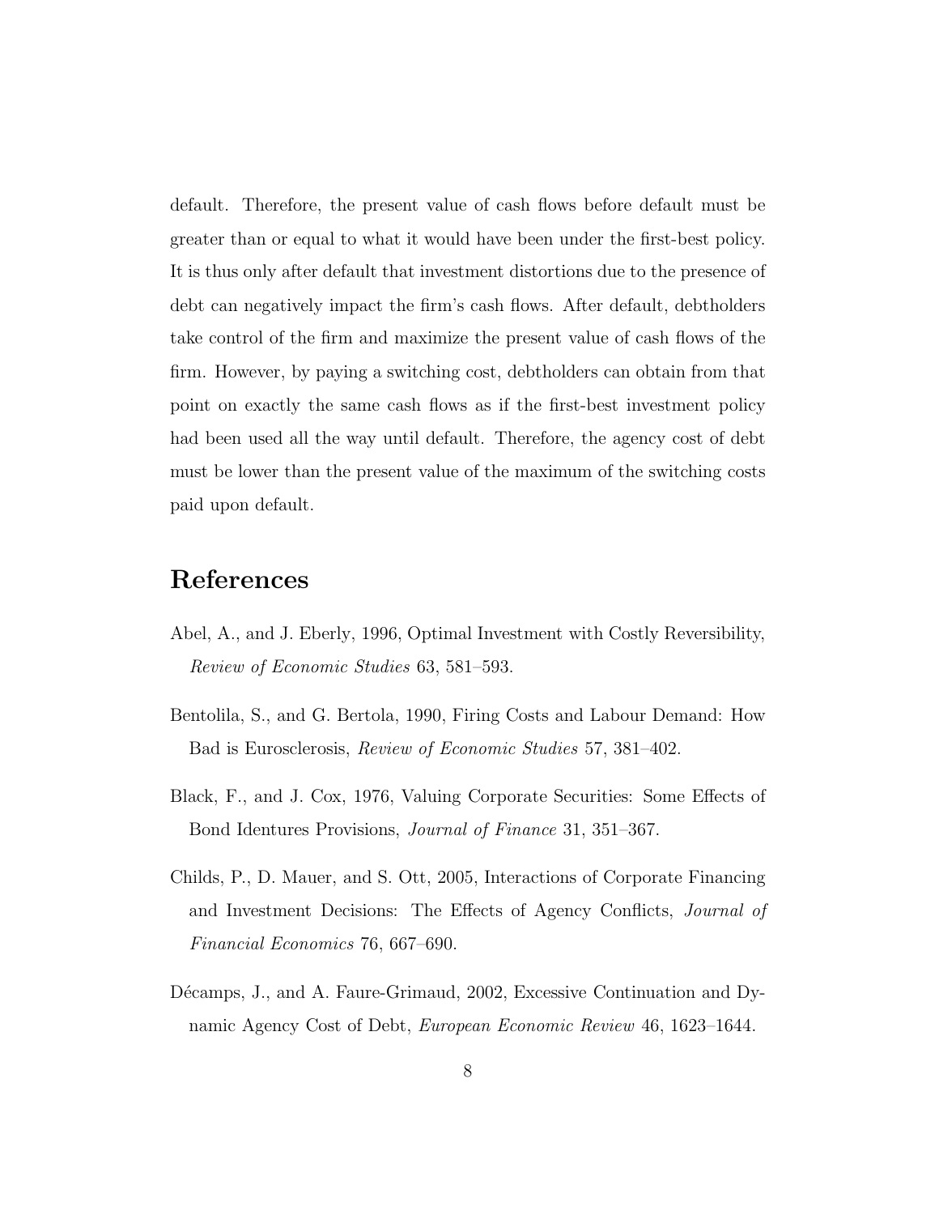default. Therefore, the present value of cash flows before default must be greater than or equal to what it would have been under the first-best policy. It is thus only after default that investment distortions due to the presence of debt can negatively impact the firm's cash flows. After default, debtholders take control of the firm and maximize the present value of cash flows of the firm. However, by paying a switching cost, debtholders can obtain from that point on exactly the same cash flows as if the first-best investment policy had been used all the way until default. Therefore, the agency cost of debt must be lower than the present value of the maximum of the switching costs paid upon default.

# References

Abel, A., and J. Eberly, 1996, Optimal Investment with Costly Reversibility, *Review of Economic Studies* 63, 581–593.

Bentolila, S., and G. Bertola, 1990, Firing Costs and Labour Demand: How Bad is Eurosclerosis, *Review of Economic Studies* 57, 381–402.

Black, F., and J. Cox, 1976, Valuing Corporate Securities: Some Effects of Bond Identures Provisions, *Journal of Finance* 31, 351–367.

Childs, P., D. Mauer, and S. Ott, 2005, Interactions of Corporate Financing and Investment Decisions: The Effects of Agency Conflicts, *Journal of Financial Economics* 76, 667–690.

Décamps, J., and A. Faure-Grimaud, 2002, Excessive Continuation and Dynamic Agency Cost of Debt, *European Economic Review* 46, 1623–1644.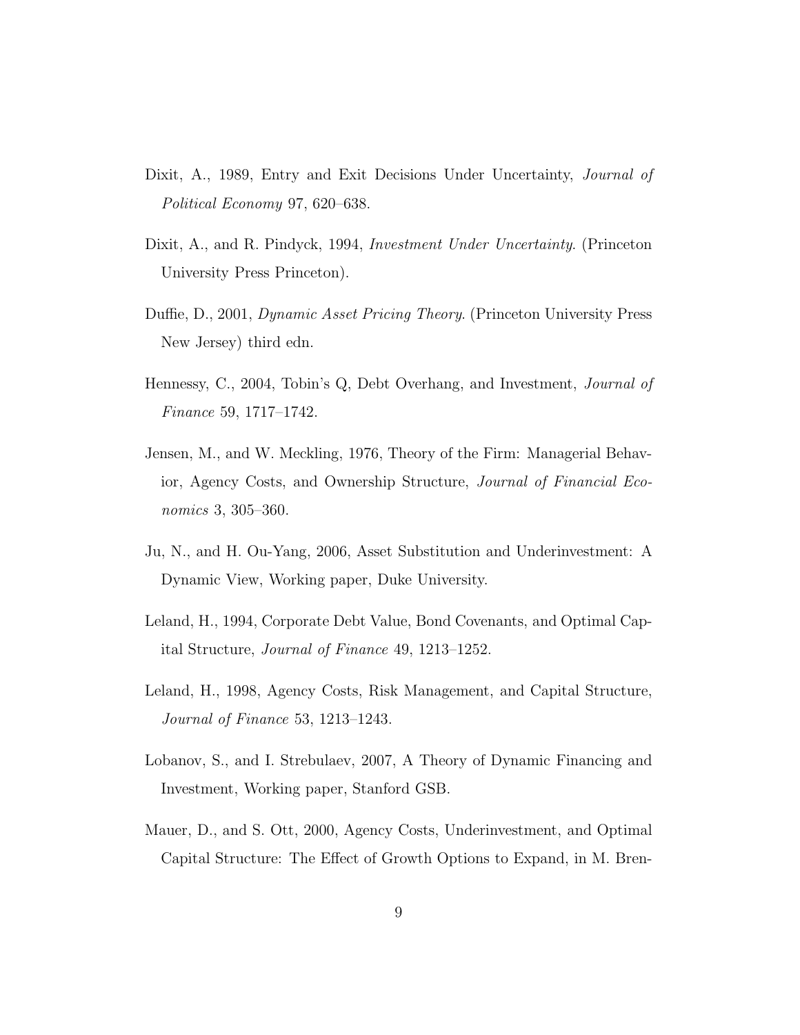Dixit, A., 1989, Entry and Exit Decisions Under Uncertainty, *Journal of Political Economy* 97, 620–638.

Dixit, A., and R. Pindyck, 1994, *Investment Under Uncertainty*. (Princeton University Press Princeton).

Duffie, D., 2001, *Dynamic Asset Pricing Theory*. (Princeton University Press New Jersey) third edn.

Hennessy, C., 2004, Tobin's Q, Debt Overhang, and Investment, *Journal of Finance* 59, 1717–1742.

Jensen, M., and W. Meckling, 1976, Theory of the Firm: Managerial Behavior, Agency Costs, and Ownership Structure, *Journal of Financial Economics* 3, 305–360.

Ju, N., and H. Ou-Yang, 2006, Asset Substitution and Underinvestment: A Dynamic View, Working paper, Duke University.

Leland, H., 1994, Corporate Debt Value, Bond Covenants, and Optimal Capital Structure, *Journal of Finance* 49, 1213–1252.

Leland, H., 1998, Agency Costs, Risk Management, and Capital Structure, *Journal of Finance* 53, 1213–1243.

Lobanov, S., and I. Strebulaev, 2007, A Theory of Dynamic Financing and Investment, Working paper, Stanford GSB.

Mauer, D., and S. Ott, 2000, Agency Costs, Underinvestment, and Optimal Capital Structure: The Effect of Growth Options to Expand, in M. Bren-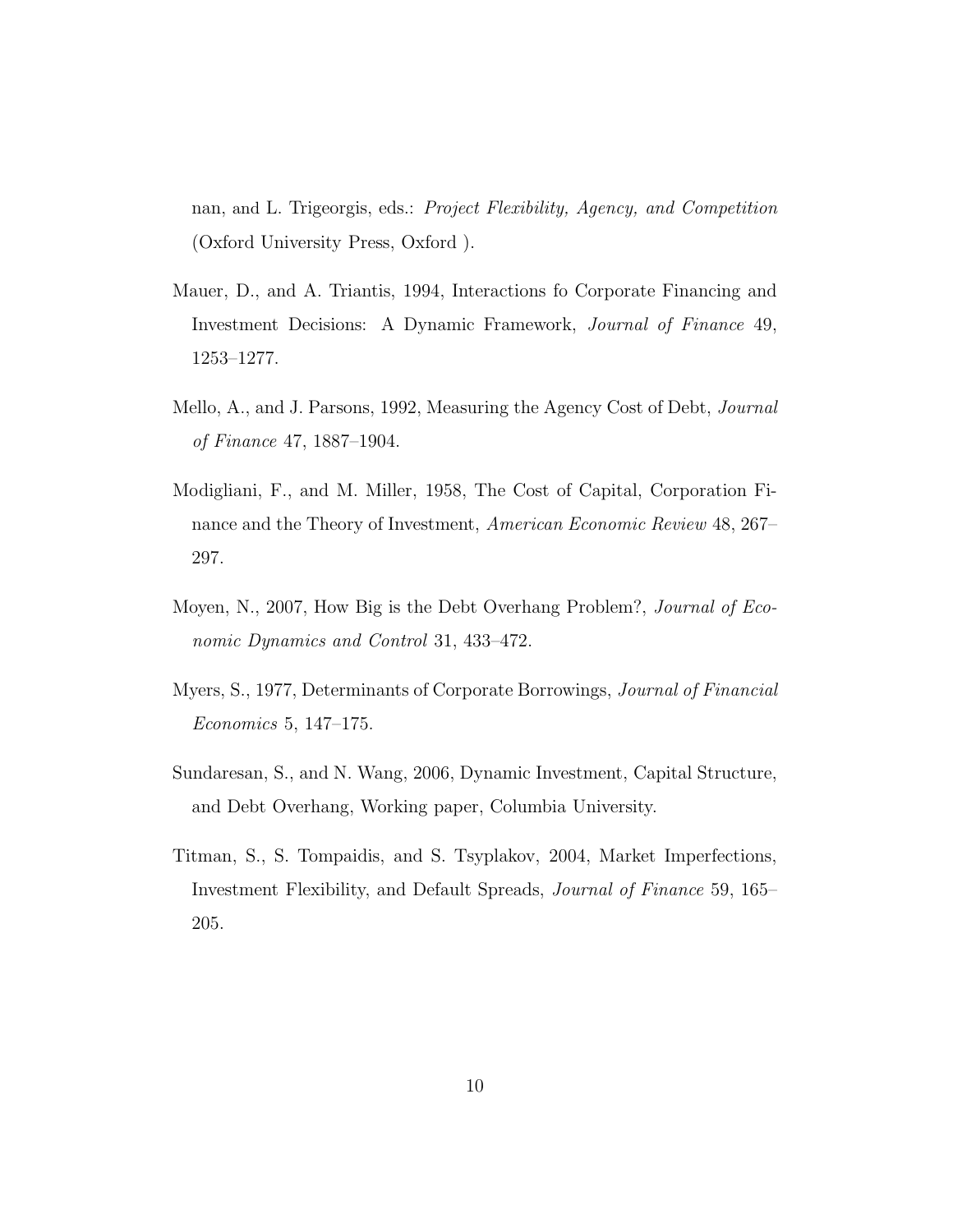nan, and L. Trigeorgis, eds.: *Project Flexibility, Agency, and Competition* (Oxford University Press, Oxford ).

Mauer, D., and A. Triantis, 1994, Interactions fo Corporate Financing and Investment Decisions: A Dynamic Framework, *Journal of Finance* 49, 1253–1277.

Mello, A., and J. Parsons, 1992, Measuring the Agency Cost of Debt, *Journal of Finance* 47, 1887–1904.

Modigliani, F., and M. Miller, 1958, The Cost of Capital, Corporation Finance and the Theory of Investment, *American Economic Review* 48, 267–297.

Moyen, N., 2007, How Big is the Debt Overhang Problem?, *Journal of Economic Dynamics and Control* 31, 433–472.

Myers, S., 1977, Determinants of Corporate Borrowings, *Journal of Financial Economics* 5, 147–175.

Sundaresan, S., and N. Wang, 2006, Dynamic Investment, Capital Structure, and Debt Overhang, Working paper, Columbia University.

Titman, S., S. Tompaidis, and S. Tsyplakov, 2004, Market Imperfections, Investment Flexibility, and Default Spreads, *Journal of Finance* 59, 165–205.